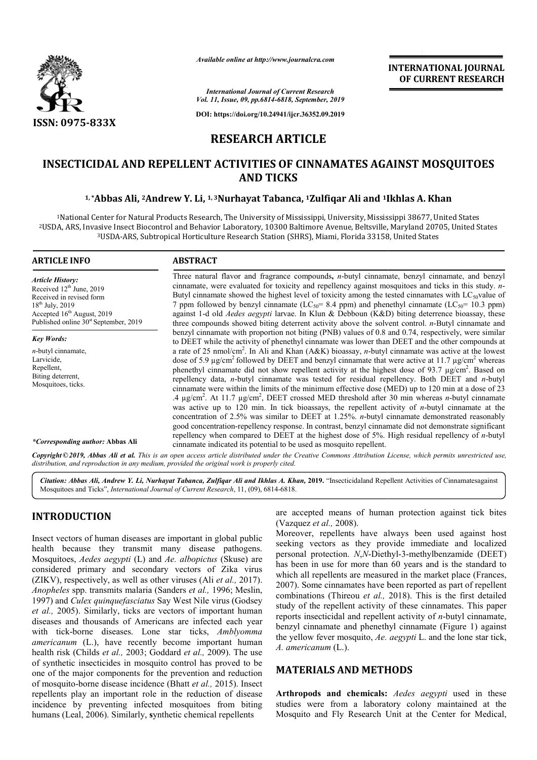# INSECTICIDAL AND REPELLENT ACTIVITIES OF CINNAMATES AGAINST MOSQUITOES AND TICKS

**[1,*]Abbas Ali, [2]Andrew Y. Li, [1,3]Nurhayat Tabanca, [1]Zulfiqar Ali and [1]Ikhlas A. Khan**

[1]National Center for Natural Products Research, The University of Mississippi, University, Mississippi 38677, United States
[2]USDA, ARS, Invasive Insect Biocontrol and Behavior Laboratory, 10300 Baltimore Avenue, Beltsville, Maryland 20705, United States
[3]USDA-ARS, Subtropical Horticulture Research Station (SHRS), Miami, Florida 33158, United States

RESEARCH ARTICLE

## ARTICLE INFO

*Article History:*
Received 12[th] June, 2019
Received in revised form
18[th] July, 2019
Accepted 16[th] August, 2019
Published online 30[st] September, 2019

*Key Words:*
*n*-butyl cinnamate,
Larvicide,
Repellent,
Biting deterrent,
Mosquitoes, ticks.

**\*Corresponding author:** Abbas Ali

## ABSTRACT

Three natural flavor and fragrance compounds, *n*-butyl cinnamate, benzyl cinnamate, and benzyl cinnamate, were evaluated for toxicity and repellency against mosquitoes and ticks in this study. *n*-Butyl cinnamate showed the highest level of toxicity among the tested cinnamates with $LC_{50}$value of 7 ppm followed by benzyl cinnamate ($LC_{50}$= 8.4 ppm) and phenethyl cinnamate ($LC_{50}$= 10.3 ppm) against 1-d old *Aedes aegypti* larvae. In Klun & Debboun (K&D) biting deterrence bioassay, these three compounds showed biting deterrent activity above the solvent control. *n*-Butyl cinnamate and benzyl cinnamate with proportion not biting (PNB) values of 0.8 and 0.74, respectively, were similar to DEET while the activity of phenethyl cinnamate was lower than DEET and the other compounds at a rate of 25 nmol/cm$^2$. In Ali and Khan (A&K) bioassay, *n*-butyl cinnamate was active at the lowest dose of 5.9 µg/cm$^2$ followed by DEET and benzyl cinnamate that were active at 11.7 µg/cm$^2$ whereas phenethyl cinnamate did not show repellent activity at the highest dose of 93.7 µg/cm$^2$. Based on repellency data, *n*-butyl cinnamate was tested for residual repellency. Both DEET and *n*-butyl cinnamate were within the limits of the minimum effective dose (MED) up to 120 min at a dose of 23 .4 µg/cm$^2$. At 11.7 µg/cm$^2$, DEET crossed MED threshold after 30 min whereas *n*-butyl cinnamate was active up to 120 min. In tick bioassays, the repellent activity of *n*-butyl cinnamate at the concentration of 2.5% was similar to DEET at 1.25%. *n*-butyl cinnamate demonstrated reasonably good concentration-repellency response. In contrast, benzyl cinnamate did not demonstrate significant repellency when compared to DEET at the highest dose of 5%. High residual repellency of *n*-butyl cinnamate indicated its potential to be used as mosquito repellent.

**Copyright © 2019, Abbas Ali et al.** *This is an open access article distributed under the Creative Commons Attribution License, which permits unrestricted use, distribution, and reproduction in any medium, provided the original work is properly cited.*

*Citation:* ***Abbas Ali, Andrew Y. Li, Nurhayat Tabanca, Zulfiqar Ali and Ikhlas A. Khan,*** **2019.** "Insecticidaland Repellent Activities of Cinnamatesagainst Mosquitoes and Ticks", *International Journal of Current Research*, 11, (09), 6814-6818.

## INTRODUCTION

Insect vectors of human diseases are important in global public health because they transmit many disease pathogens. Mosquitoes, *Aedes aegypti* (L) and *Ae. albopictus* (Skuse) are considered primary and secondary vectors of Zika virus (ZIKV), respectively, as well as other viruses (Ali *et al.,* 2017). *Anopheles* spp. transmits malaria (Sanders *et al.,* 1996; Meslin, 1997) and *Culex quinquefasciatus* Say West Nile virus (Godsey *et al.,* 2005). Similarly, ticks are vectors of important human diseases and thousands of Americans are infected each year with tick-borne diseases. Lone star ticks, *Amblyomma americanum* (L.), have recently become important human health risk (Childs *et al.,* 2003; Goddard *et al.,* 2009). The use of synthetic insecticides in mosquito control has proved to be one of the major components for the prevention and reduction of mosquito-borne disease incidence (Bhatt *et al.,* 2015). Insect repellents play an important role in the reduction of disease incidence by preventing infected mosquitoes from biting humans (Leal, 2006). Similarly, synthetic chemical repellents are accepted means of human protection against tick bites (Vazquez *et al.,* 2008).

Moreover, repellents have always been used against host seeking vectors as they provide immediate and localized personal protection. *N*,*N*-Diethyl-3-methylbenzamide (DEET) has been in use for more than 60 years and is the standard to which all repellents are measured in the market place (Frances, 2007). Some cinnamates have been reported as part of repellent combinations (Thireou *et al.,* 2018). This is the first detailed study of the repellent activity of these cinnamates. This paper reports insecticidal and repellent activity of *n*-butyl cinnamate, benzyl cinnamate and phenethyl cinnamate (Figure 1) against the yellow fever mosquito, *Ae. aegypti* L. and the lone star tick, *A. americanum* (L.).

## MATERIALS AND METHODS

**Arthropods and chemicals:** *Aedes aegypti* used in these studies were from a laboratory colony maintained at the Mosquito and Fly Research Unit at the Center for Medical,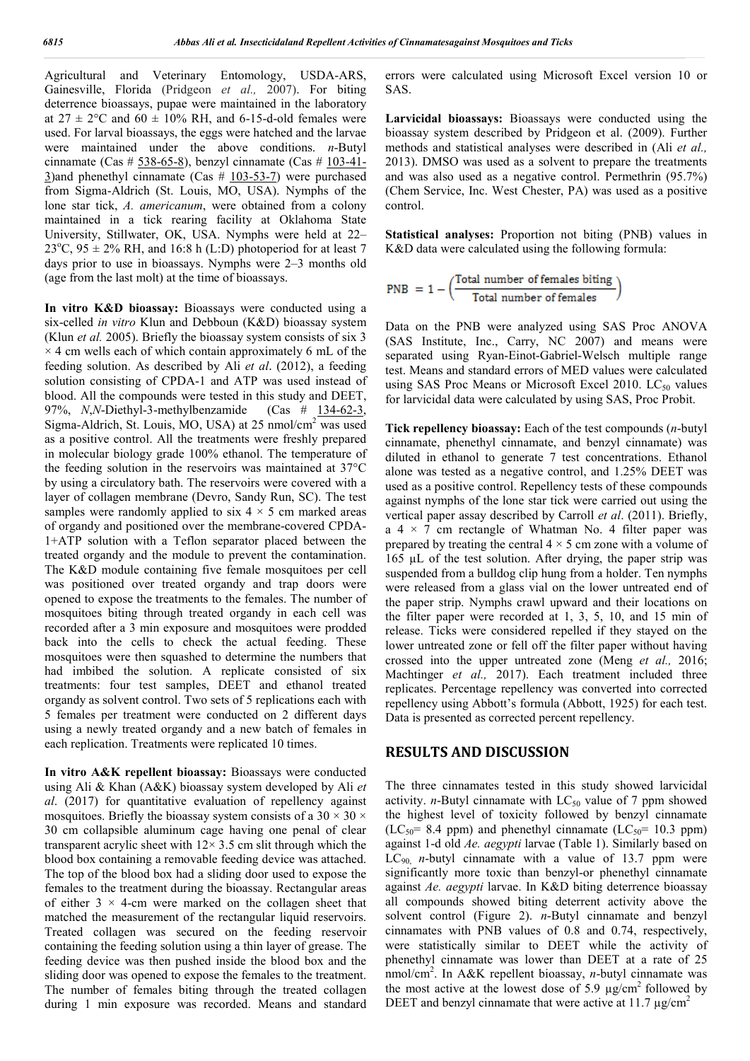Agricultural and Veterinary Entomology, USDA-ARS, Gainesville, Florida (Pridgeon *et al.,* 2007). For biting deterrence bioassays, pupae were maintained in the laboratory at 27 ± 2°C and 60 ± 10% RH, and 6-15-d-old females were used. For larval bioassays, the eggs were hatched and the larvae were maintained under the above conditions. *n*-Butyl cinnamate (Cas # 538-65-8), benzyl cinnamate (Cas # 103-41-3)and phenethyl cinnamate (Cas # 103-53-7) were purchased from Sigma-Aldrich (St. Louis, MO, USA). Nymphs of the lone star tick, *A. americanum*, were obtained from a colony maintained in a tick rearing facility at Oklahoma State University, Stillwater, OK, USA. Nymphs were held at 22–23°C, 95 ± 2% RH, and 16:8 h (L:D) photoperiod for at least 7 days prior to use in bioassays. Nymphs were 2–3 months old (age from the last molt) at the time of bioassays.

**In vitro K&D bioassay:** Bioassays were conducted using a six-celled *in vitro* Klun and Debboun (K&D) bioassay system (Klun *et al.* 2005). Briefly the bioassay system consists of six 3 × 4 cm wells each of which contain approximately 6 mL of the feeding solution. As described by Ali *et al*. (2012), a feeding solution consisting of CPDA-1 and ATP was used instead of blood. All the compounds were tested in this study and DEET, 97%, *N*,*N*-Diethyl-3-methylbenzamide (Cas # 134-62-3, Sigma-Aldrich, St. Louis, MO, USA) at 25 nmol/cm$^2$ was used as a positive control. All the treatments were freshly prepared in molecular biology grade 100% ethanol. The temperature of the feeding solution in the reservoirs was maintained at 37°C by using a circulatory bath. The reservoirs were covered with a layer of collagen membrane (Devro, Sandy Run, SC). The test samples were randomly applied to six 4 × 5 cm marked areas of organdy and positioned over the membrane-covered CPDA-1+ATP solution with a Teflon separator placed between the treated organdy and the module to prevent the contamination. The K&D module containing five female mosquitoes per cell was positioned over treated organdy and trap doors were opened to expose the treatments to the females. The number of mosquitoes biting through treated organdy in each cell was recorded after a 3 min exposure and mosquitoes were prodded back into the cells to check the actual feeding. These mosquitoes were then squashed to determine the numbers that had imbibed the solution. A replicate consisted of six treatments: four test samples, DEET and ethanol treated organdy as solvent control. Two sets of 5 replications each with 5 females per treatment were conducted on 2 different days using a newly treated organdy and a new batch of females in each replication. Treatments were replicated 10 times.

**In vitro A&K repellent bioassay:** Bioassays were conducted using Ali & Khan (A&K) bioassay system developed by Ali *et al*. (2017) for quantitative evaluation of repellency against mosquitoes. Briefly the bioassay system consists of a 30 × 30 × 30 cm collapsible aluminum cage having one penal of clear transparent acrylic sheet with 12× 3.5 cm slit through which the blood box containing a removable feeding device was attached. The top of the blood box had a sliding door used to expose the females to the treatment during the bioassay. Rectangular areas of either 3 × 4-cm were marked on the collagen sheet that matched the measurement of the rectangular liquid reservoirs. Treated collagen was secured on the feeding reservoir containing the feeding solution using a thin layer of grease. The feeding device was then pushed inside the blood box and the sliding door was opened to expose the females to the treatment. The number of females biting through the treated collagen during 1 min exposure was recorded. Means and standard errors were calculated using Microsoft Excel version 10 or SAS.

**Larvicidal bioassays:** Bioassays were conducted using the bioassay system described by Pridgeon et al. (2009). Further methods and statistical analyses were described in (Ali *et al.,* 2013). DMSO was used as a solvent to prepare the treatments and was also used as a negative control. Permethrin (95.7%) (Chem Service, Inc. West Chester, PA) was used as a positive control.

**Statistical analyses:** Proportion not biting (PNB) values in K&D data were calculated using the following formula:

$$\text{PNB} = 1 - \left(\frac{\text{Total number of females biting}}{\text{Total number of females}}\right)$$

Data on the PNB were analyzed using SAS Proc ANOVA (SAS Institute, Inc., Carry, NC 2007) and means were separated using Ryan-Einot-Gabriel-Welsch multiple range test. Means and standard errors of MED values were calculated using SAS Proc Means or Microsoft Excel 2010. $LC_{50}$ values for larvicidal data were calculated by using SAS, Proc Probit.

**Tick repellency bioassay:** Each of the test compounds (*n*-butyl cinnamate, phenethyl cinnamate, and benzyl cinnamate) was diluted in ethanol to generate 7 test concentrations. Ethanol alone was tested as a negative control, and 1.25% DEET was used as a positive control. Repellency tests of these compounds against nymphs of the lone star tick were carried out using the vertical paper assay described by Carroll *et al*. (2011). Briefly, a 4 × 7 cm rectangle of Whatman No. 4 filter paper was prepared by treating the central 4 × 5 cm zone with a volume of 165 µL of the test solution. After drying, the paper strip was suspended from a bulldog clip hung from a holder. Ten nymphs were released from a glass vial on the lower untreated end of the paper strip. Nymphs crawl upward and their locations on the filter paper were recorded at 1, 3, 5, 10, and 15 min of release. Ticks were considered repelled if they stayed on the lower untreated zone or fell off the filter paper without having crossed into the upper untreated zone (Meng *et al.,* 2016; Machtinger *et al.,* 2017). Each treatment included three replicates. Percentage repellency was converted into corrected repellency using Abbott's formula (Abbott, 1925) for each test. Data is presented as corrected percent repellency.

## RESULTS AND DISCUSSION

The three cinnamates tested in this study showed larvicidal activity. *n*-Butyl cinnamate with $LC_{50}$ value of 7 ppm showed the highest level of toxicity followed by benzyl cinnamate ($LC_{50}$= 8.4 ppm) and phenethyl cinnamate ($LC_{50}$= 10.3 ppm) against 1-d old *Ae. aegypti* larvae (Table 1). Similarly based on $LC_{90,}$ *n*-butyl cinnamate with a value of 13.7 ppm were significantly more toxic than benzyl-or phenethyl cinnamate against *Ae. aegypti* larvae. In K&D biting deterrence bioassay all compounds showed biting deterrent activity above the solvent control (Figure 2). *n*-Butyl cinnamate and benzyl cinnamates with PNB values of 0.8 and 0.74, respectively, were statistically similar to DEET while the activity of phenethyl cinnamate was lower than DEET at a rate of 25 nmol/cm$^2$. In A&K repellent bioassay, *n*-butyl cinnamate was the most active at the lowest dose of 5.9 µg/cm$^2$ followed by DEET and benzyl cinnamate that were active at 11.7 µg/cm$^2$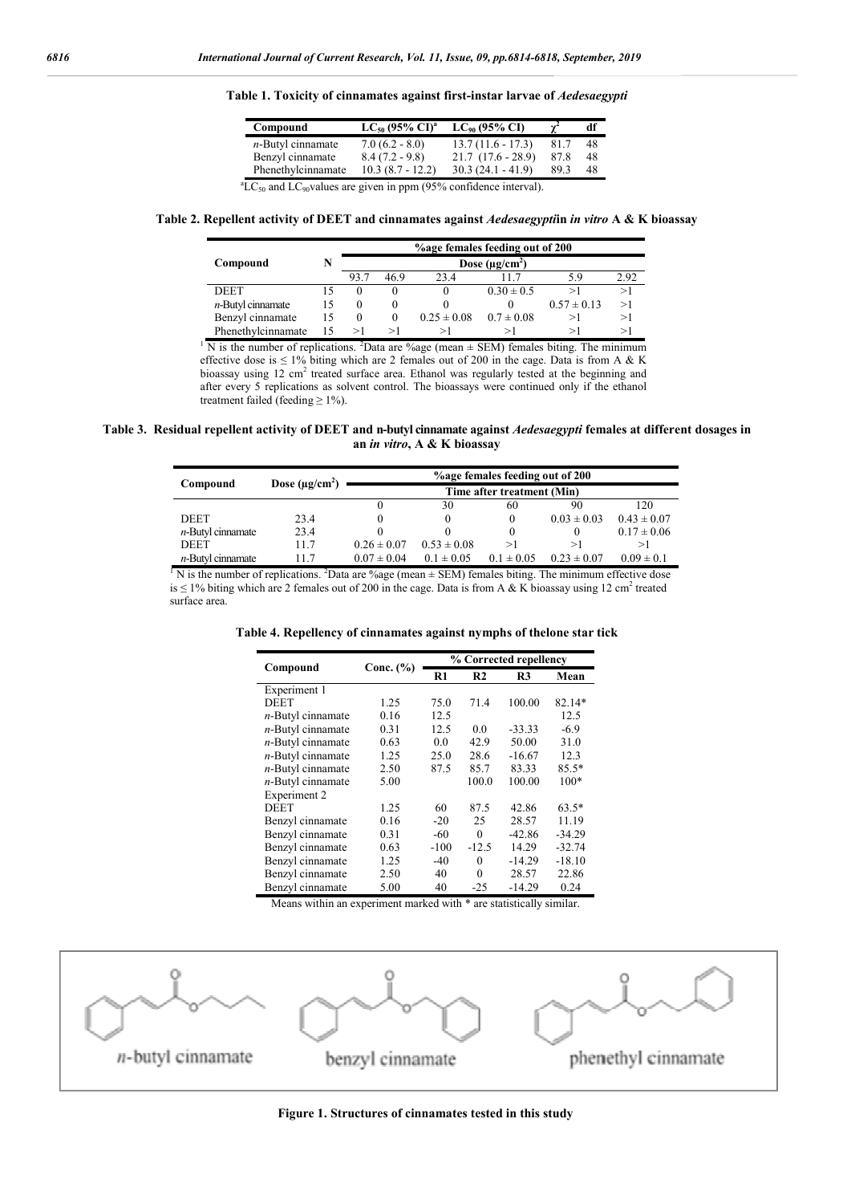**Table 1. Toxicity of cinnamates against first-instar larvae of *Aedesaegypti***

| Compound | $LC_{50}$ (95% CI)[a] | $LC_{90}$ (95% CI) | $\chi^2$ | df |
|---|---|---|---|---|
| *n*-Butyl cinnamate | 7.0 (6.2 - 8.0) | 13.7 (11.6 - 17.3) | 81.7 | 48 |
| Benzyl cinnamate | 8.4 (7.2 - 9.8) | 21.7 (17.6 - 28.9) | 87.8 | 48 |
| Phenethylcinnamate | 10.3 (8.7 - 12.2) | 30.3 (24.1 - 41.9) | 89.3 | 48 |

[a]$LC_{50}$ and $LC_{90}$values are given in ppm (95% confidence interval).

**Table 2. Repellent activity of DEET and cinnamates against *Aedesaegypti*in *in vitro* A & K bioassay**

| Compound | N | %age females feeding out of 200 | | | | | |
|---|---|---|---|---|---|---|---|
| | | Dose ($\mu g/cm^2$) | | | | | |
| | | 93.7 | 46.9 | 23.4 | 11.7 | 5.9 | 2.92 |
| DEET | 15 | 0 | 0 | 0 | 0.30 ± 0.5 | >1 | >1 |
| *n*-Butyl cinnamate | 15 | 0 | 0 | 0 | 0 | 0.57 ± 0.13 | >1 |
| Benzyl cinnamate | 15 | 0 | 0 | 0.25 ± 0.08 | 0.7 ± 0.08 | >1 | >1 |
| Phenethylcinnamate | 15 | >1 | >1 | >1 | >1 | >1 | >1 |

[1] N is the number of replications. [2]Data are %age (mean ± SEM) females biting. The minimum effective dose is ≤ 1% biting which are 2 females out of 200 in the cage. Data is from A & K bioassay using 12 $cm^2$ treated surface area. Ethanol was regularly tested at the beginning and after every 5 replications as solvent control. The bioassays were continued only if the ethanol treatment failed (feeding ≥ 1%).

**Table 3. Residual repellent activity of DEET and n-butyl cinnamate against *Aedesaegypti* females at different dosages in an *in vitro*, A & K bioassay**

| Compound | Dose ($\mu g/cm^2$) | %age females feeding out of 200 | | | | |
|---|---|---|---|---|---|---|
| | | Time after treatment (Min) | | | | |
| | | 0 | 30 | 60 | 90 | 120 |
| DEET | 23.4 | 0 | 0 | 0 | 0.03 ± 0.03 | 0.43 ± 0.07 |
| *n*-Butyl cinnamate | 23.4 | 0 | 0 | 0 | 0 | 0.17 ± 0.06 |
| DEET | 11.7 | 0.26 ± 0.07 | 0.53 ± 0.08 | >1 | >1 | >1 |
| *n*-Butyl cinnamate | 11.7 | 0.07 ± 0.04 | 0.1 ± 0.05 | 0.1 ± 0.05 | 0.23 ± 0.07 | 0.09 ± 0.1 |

[1] N is the number of replications. [2]Data are %age (mean ± SEM) females biting. The minimum effective dose is ≤ 1% biting which are 2 females out of 200 in the cage. Data is from A & K bioassay using 12 $cm^2$ treated surface area.

**Table 4. Repellency of cinnamates against nymphs of thelone star tick**

| Compound | Conc. (%) | % Corrected repellency | | | |
|---|---|---|---|---|---|
| | | R1 | R2 | R3 | Mean |
| Experiment 1 | | | | | |
| DEET | 1.25 | 75.0 | 71.4 | 100.00 | 82.14* |
| *n*-Butyl cinnamate | 0.16 | 12.5 | | | 12.5 |
| *n*-Butyl cinnamate | 0.31 | 12.5 | 0.0 | -33.33 | -6.9 |
| *n*-Butyl cinnamate | 0.63 | 0.0 | 42.9 | 50.00 | 31.0 |
| *n*-Butyl cinnamate | 1.25 | 25.0 | 28.6 | -16.67 | 12.3 |
| *n*-Butyl cinnamate | 2.50 | 87.5 | 85.7 | 83.33 | 85.5* |
| *n*-Butyl cinnamate | 5.00 | | 100.0 | 100.00 | 100* |
| Experiment 2 | | | | | |
| DEET | 1.25 | 60 | 87.5 | 42.86 | 63.5* |
| Benzyl cinnamate | 0.16 | -20 | 25 | 28.57 | 11.19 |
| Benzyl cinnamate | 0.31 | -60 | 0 | -42.86 | -34.29 |
| Benzyl cinnamate | 0.63 | -100 | -12.5 | 14.29 | -32.74 |
| Benzyl cinnamate | 1.25 | -40 | 0 | -14.29 | -18.10 |
| Benzyl cinnamate | 2.50 | 40 | 0 | 28.57 | 22.86 |
| Benzyl cinnamate | 5.00 | 40 | -25 | -14.29 | 0.24 |

Means within an experiment marked with * are statistically similar.

*n*-butyl cinnamate    benzyl cinnamate    phenethyl cinnamate

**Figure 1. Structures of cinnamates tested in this study**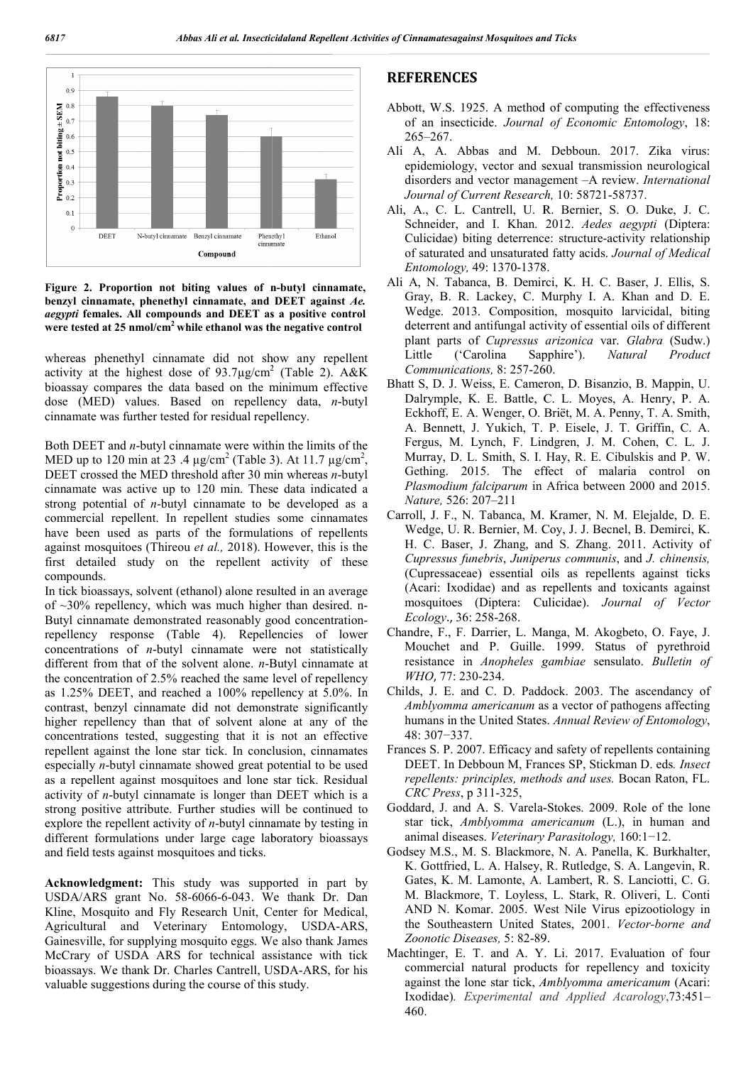Figure 2. Proportion not biting values of n-butyl cinnamate, benzyl cinnamate, phenethyl cinnamate, and DEET against *Ae. aegypti* females. All compounds and DEET as a positive control were tested at 25 nmol/cm$^2$ while ethanol was the negative control

whereas phenethyl cinnamate did not show any repellent activity at the highest dose of 93.7µg/cm$^2$ (Table 2). A&K bioassay compares the data based on the minimum effective dose (MED) values. Based on repellency data, *n*-butyl cinnamate was further tested for residual repellency.

Both DEET and *n*-butyl cinnamate were within the limits of the MED up to 120 min at 23 .4 µg/cm$^2$ (Table 3). At 11.7 µg/cm$^2$, DEET crossed the MED threshold after 30 min whereas *n*-butyl cinnamate was active up to 120 min. These data indicated a strong potential of *n*-butyl cinnamate to be developed as a commercial repellent. In repellent studies some cinnamates have been used as parts of the formulations of repellents against mosquitoes (Thireou *et al.,* 2018). However, this is the first detailed study on the repellent activity of these compounds.

In tick bioassays, solvent (ethanol) alone resulted in an average of ~30% repellency, which was much higher than desired. n-Butyl cinnamate demonstrated reasonably good concentration-repellency response (Table 4). Repellencies of lower concentrations of *n*-butyl cinnamate were not statistically different from that of the solvent alone. *n*-Butyl cinnamate at the concentration of 2.5% reached the same level of repellency as 1.25% DEET, and reached a 100% repellency at 5.0%. In contrast, benzyl cinnamate did not demonstrate significantly higher repellency than that of solvent alone at any of the concentrations tested, suggesting that it is not an effective repellent against the lone star tick. In conclusion, cinnamates especially *n*-butyl cinnamate showed great potential to be used as a repellent against mosquitoes and lone star tick. Residual activity of *n*-butyl cinnamate is longer than DEET which is a strong positive attribute. Further studies will be continued to explore the repellent activity of *n*-butyl cinnamate by testing in different formulations under large cage laboratory bioassays and field tests against mosquitoes and ticks.

**Acknowledgment:** This study was supported in part by USDA/ARS grant No. 58-6066-6-043. We thank Dr. Dan Kline, Mosquito and Fly Research Unit, Center for Medical, Agricultural and Veterinary Entomology, USDA-ARS, Gainesville, for supplying mosquito eggs. We also thank James McCrary of USDA ARS for technical assistance with tick bioassays. We thank Dr. Charles Cantrell, USDA-ARS, for his valuable suggestions during the course of this study.

## REFERENCES

Abbott, W.S. 1925. A method of computing the effectiveness of an insecticide. *Journal of Economic Entomology*, 18: 265–267.

Ali A, A. Abbas and M. Debboun. 2017. Zika virus: epidemiology, vector and sexual transmission neurological disorders and vector management –A review. *International Journal of Current Research,* 10: 58721-58737.

Ali, A., C. L. Cantrell, U. R. Bernier, S. O. Duke, J. C. Schneider, and I. Khan. 2012. *Aedes aegypti* (Diptera: Culicidae) biting deterrence: structure-activity relationship of saturated and unsaturated fatty acids. *Journal of Medical Entomology,* 49: 1370-1378.

Ali A, N. Tabanca, B. Demirci, K. H. C. Baser, J. Ellis, S. Gray, B. R. Lackey, C. Murphy I. A. Khan and D. E. Wedge. 2013. Composition, mosquito larvicidal, biting deterrent and antifungal activity of essential oils of different plant parts of *Cupressus arizonica* var. *Glabra* (Sudw.) Little ('Carolina Sapphire'). *Natural Product Communications,* 8: 257-260.

Bhatt S, D. J. Weiss, E. Cameron, D. Bisanzio, B. Mappin, U. Dalrymple, K. E. Battle, C. L. Moyes, A. Henry, P. A. Eckhoff, E. A. Wenger, O. Briët, M. A. Penny, T. A. Smith, A. Bennett, J. Yukich, T. P. Eisele, J. T. Griffin, C. A. Fergus, M. Lynch, F. Lindgren, J. M. Cohen, C. L. J. Murray, D. L. Smith, S. I. Hay, R. E. Cibulskis and P. W. Gething. 2015. The effect of malaria control on *Plasmodium falciparum* in Africa between 2000 and 2015. *Nature,* 526: 207–211

Carroll, J. F., N. Tabanca, M. Kramer, N. M. Elejalde, D. E. Wedge, U. R. Bernier, M. Coy, J. J. Becnel, B. Demirci, K. H. C. Baser, J. Zhang, and S. Zhang. 2011. Activity of *Cupressus funebris*, *Juniperus communis*, and *J. chinensis,* (Cupressaceae) essential oils as repellents against ticks (Acari: Ixodidae) and as repellents and toxicants against mosquitoes (Diptera: Culicidae). *Journal of Vector Ecology*., 36: 258-268.

Chandre, F., F. Darrier, L. Manga, M. Akogbeto, O. Faye, J. Mouchet and P. Guille. 1999. Status of pyrethroid resistance in *Anopheles gambiae* sensulato. *Bulletin of WHO*, 77: 230-234.

Childs, J. E. and C. D. Paddock. 2003. The ascendancy of *Amblyomma americanum* as a vector of pathogens affecting humans in the United States. *Annual Review of Entomology*, 48: 307−337.

Frances S. P. 2007. Efficacy and safety of repellents containing DEET. In Debboun M, Frances SP, Stickman D. eds*. Insect repellents: principles, methods and uses.* Bocan Raton, FL. *CRC Press*, p 311-325,

Goddard, J. and A. S. Varela-Stokes. 2009. Role of the lone star tick, *Amblyomma americanum* (L.), in human and animal diseases. *Veterinary Parasitology,* 160:1−12.

Godsey M.S., M. S. Blackmore, N. A. Panella, K. Burkhalter, K. Gottfried, L. A. Halsey, R. Rutledge, S. A. Langevin, R. Gates, K. M. Lamonte, A. Lambert, R. S. Lanciotti, C. G. M. Blackmore, T. Loyless, L. Stark, R. Oliveri, L. Conti AND N. Komar. 2005. West Nile Virus epizootiology in the Southeastern United States, 2001. *Vector-borne and Zoonotic Diseases,* 5: 82-89.

Machtinger, E. T. and A. Y. Li. 2017. Evaluation of four commercial natural products for repellency and toxicity against the lone star tick, *Amblyomma americanum* (Acari: Ixodidae)*. Experimental and Applied Acarology*,73:451–460.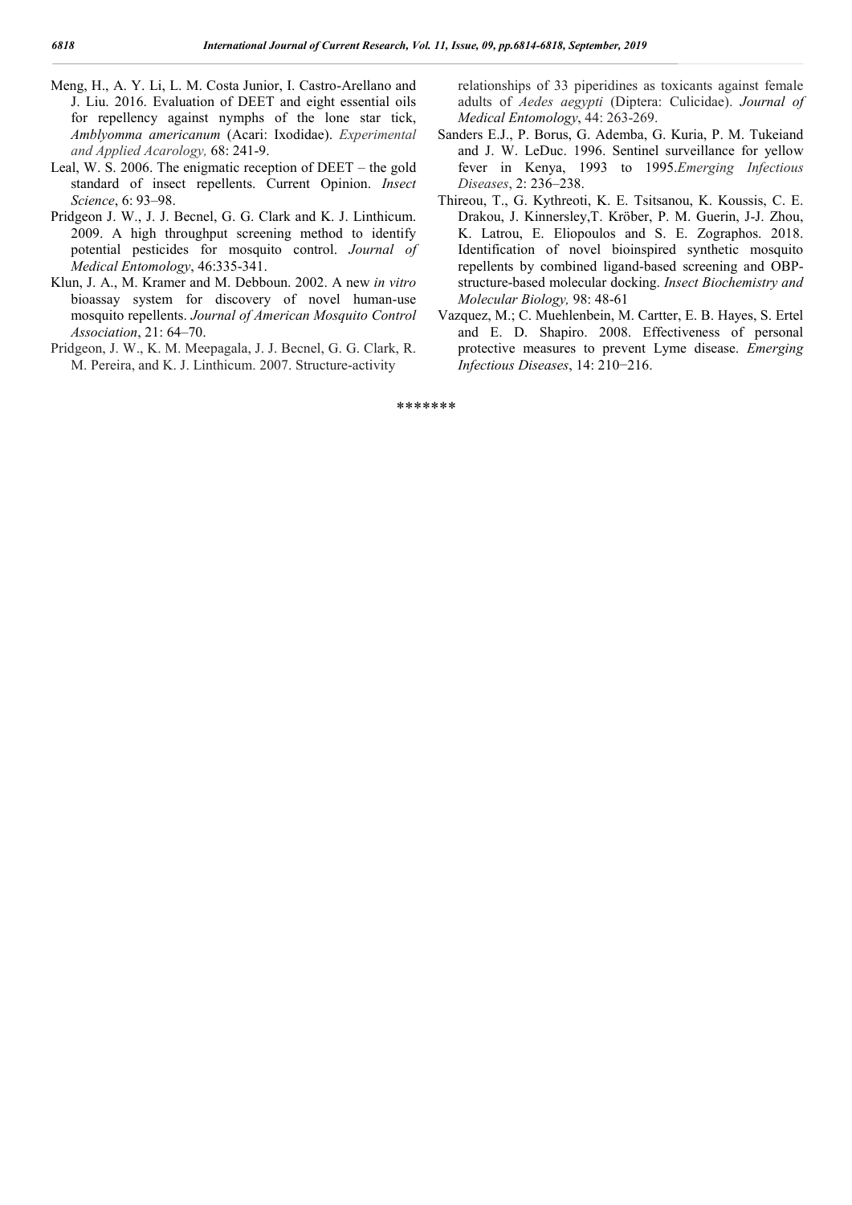Meng, H., A. Y. Li, L. M. Costa Junior, I. Castro-Arellano and J. Liu. 2016. Evaluation of DEET and eight essential oils for repellency against nymphs of the lone star tick, *Amblyomma americanum* (Acari: Ixodidae). *Experimental and Applied Acarology,* 68: 241-9.

Leal, W. S. 2006. The enigmatic reception of DEET – the gold standard of insect repellents. Current Opinion. *Insect Science*, 6: 93–98.

Pridgeon J. W., J. J. Becnel, G. G. Clark and K. J. Linthicum. 2009. A high throughput screening method to identify potential pesticides for mosquito control. *Journal of Medical Entomology*, 46:335-341.

Klun, J. A., M. Kramer and M. Debboun. 2002. A new *in vitro* bioassay system for discovery of novel human-use mosquito repellents. *Journal of American Mosquito Control Association*, 21: 64–70.

Pridgeon, J. W., K. M. Meepagala, J. J. Becnel, G. G. Clark, R. M. Pereira, and K. J. Linthicum. 2007. Structure-activity relationships of 33 piperidines as toxicants against female adults of *Aedes aegypti* (Diptera: Culicidae). *Journal of Medical Entomology*, 44: 263-269.

Sanders E.J., P. Borus, G. Ademba, G. Kuria, P. M. Tukeiand and J. W. LeDuc. 1996. Sentinel surveillance for yellow fever in Kenya, 1993 to 1995.*Emerging Infectious Diseases*, 2: 236–238.

Thireou, T., G. Kythreoti, K. E. Tsitsanou, K. Koussis, C. E. Drakou, J. Kinnersley,T. Kröber, P. M. Guerin, J-J. Zhou, K. Latrou, E. Eliopoulos and S. E. Zographos. 2018. Identification of novel bioinspired synthetic mosquito repellents by combined ligand-based screening and OBP-structure-based molecular docking. *Insect Biochemistry and Molecular Biology,* 98: 48-61

Vazquez, M.; C. Muehlenbein, M. Cartter, E. B. Hayes, S. Ertel and E. D. Shapiro. 2008. Effectiveness of personal protective measures to prevent Lyme disease. *Emerging Infectious Diseases*, 14: 210−216.

*******